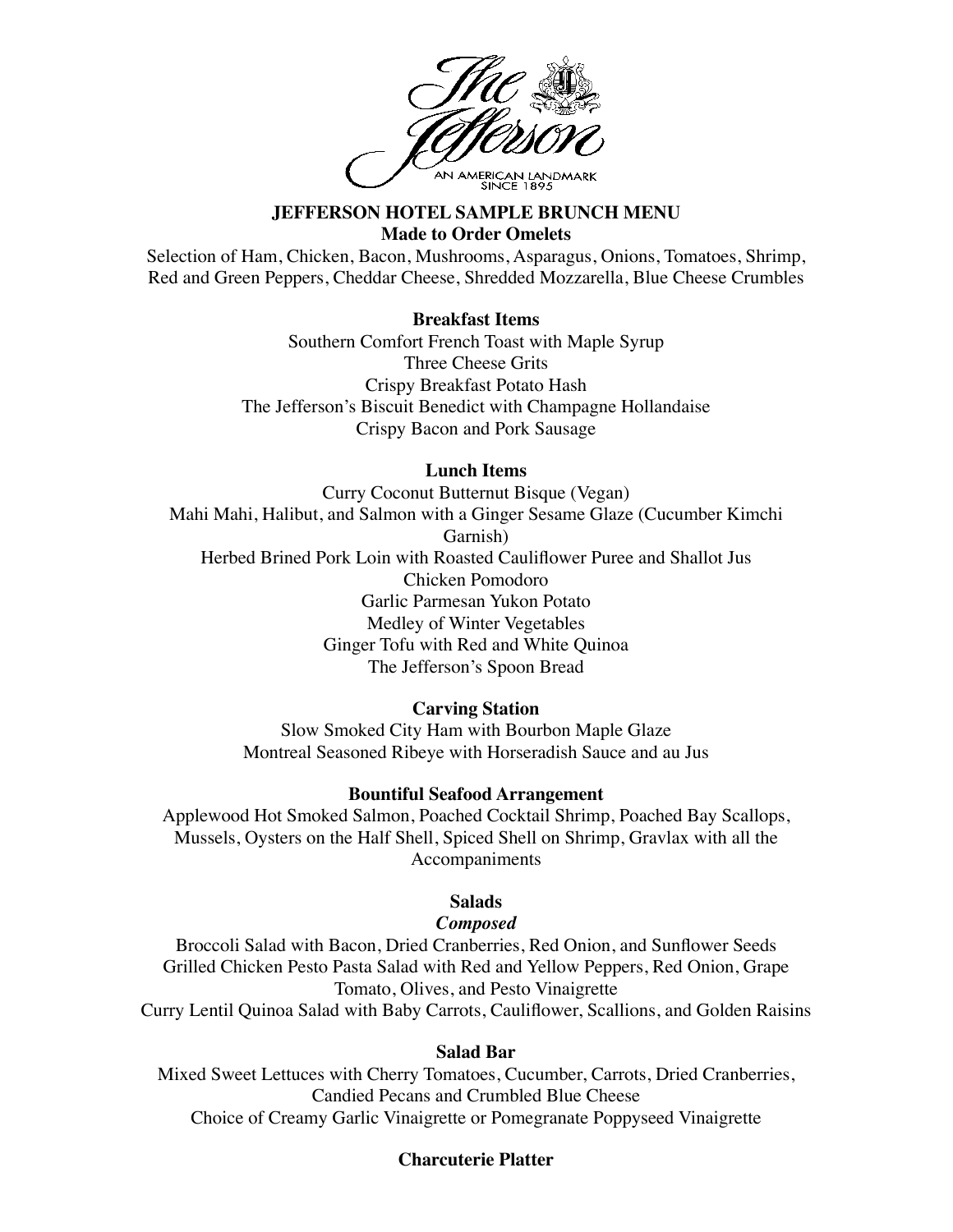The Jefferson

AN AMERICAN LANDMARK
SINCE 1895

# JEFFERSON HOTEL SAMPLE BRUNCH MENU

## Made to Order Omelets

Selection of Ham, Chicken, Bacon, Mushrooms, Asparagus, Onions, Tomatoes, Shrimp, Red and Green Peppers, Cheddar Cheese, Shredded Mozzarella, Blue Cheese Crumbles

## Breakfast Items

Southern Comfort French Toast with Maple Syrup
Three Cheese Grits
Crispy Breakfast Potato Hash
The Jefferson's Biscuit Benedict with Champagne Hollandaise
Crispy Bacon and Pork Sausage

## Lunch Items

Curry Coconut Butternut Bisque (Vegan)
Mahi Mahi, Halibut, and Salmon with a Ginger Sesame Glaze (Cucumber Kimchi Garnish)
Herbed Brined Pork Loin with Roasted Cauliflower Puree and Shallot Jus
Chicken Pomodoro
Garlic Parmesan Yukon Potato
Medley of Winter Vegetables
Ginger Tofu with Red and White Quinoa
The Jefferson's Spoon Bread

## Carving Station

Slow Smoked City Ham with Bourbon Maple Glaze
Montreal Seasoned Ribeye with Horseradish Sauce and au Jus

## Bountiful Seafood Arrangement

Applewood Hot Smoked Salmon, Poached Cocktail Shrimp, Poached Bay Scallops, Mussels, Oysters on the Half Shell, Spiced Shell on Shrimp, Gravlax with all the Accompaniments

## Salads

### *Composed*

Broccoli Salad with Bacon, Dried Cranberries, Red Onion, and Sunflower Seeds
Grilled Chicken Pesto Pasta Salad with Red and Yellow Peppers, Red Onion, Grape Tomato, Olives, and Pesto Vinaigrette
Curry Lentil Quinoa Salad with Baby Carrots, Cauliflower, Scallions, and Golden Raisins

## Salad Bar

Mixed Sweet Lettuces with Cherry Tomatoes, Cucumber, Carrots, Dried Cranberries, Candied Pecans and Crumbled Blue Cheese
Choice of Creamy Garlic Vinaigrette or Pomegranate Poppyseed Vinaigrette

## Charcuterie Platter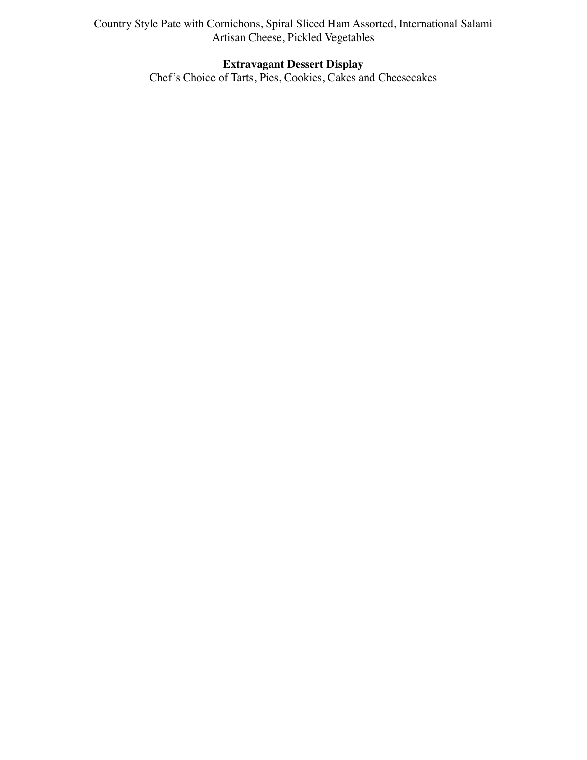Country Style Pate with Cornichons, Spiral Sliced Ham Assorted, International Salami
Artisan Cheese, Pickled Vegetables

**Extravagant Dessert Display**
Chef's Choice of Tarts, Pies, Cookies, Cakes and Cheesecakes